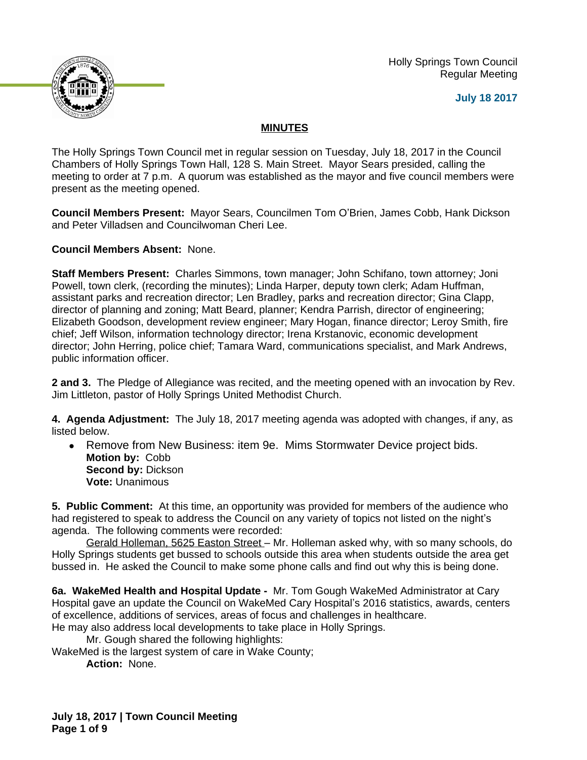Holly Springs Town Council
Regular Meeting

**July 18 2017**

## MINUTES

The Holly Springs Town Council met in regular session on Tuesday, July 18, 2017 in the Council Chambers of Holly Springs Town Hall, 128 S. Main Street. Mayor Sears presided, calling the meeting to order at 7 p.m. A quorum was established as the mayor and five council members were present as the meeting opened.

**Council Members Present:** Mayor Sears, Councilmen Tom O'Brien, James Cobb, Hank Dickson and Peter Villadsen and Councilwoman Cheri Lee.

**Council Members Absent:** None.

**Staff Members Present:** Charles Simmons, town manager; John Schifano, town attorney; Joni Powell, town clerk, (recording the minutes); Linda Harper, deputy town clerk; Adam Huffman, assistant parks and recreation director; Len Bradley, parks and recreation director; Gina Clapp, director of planning and zoning; Matt Beard, planner; Kendra Parrish, director of engineering; Elizabeth Goodson, development review engineer; Mary Hogan, finance director; Leroy Smith, fire chief; Jeff Wilson, information technology director; Irena Krstanovic, economic development director; John Herring, police chief; Tamara Ward, communications specialist, and Mark Andrews, public information officer.

**2 and 3.** The Pledge of Allegiance was recited, and the meeting opened with an invocation by Rev. Jim Littleton, pastor of Holly Springs United Methodist Church.

**4. Agenda Adjustment:** The July 18, 2017 meeting agenda was adopted with changes, if any, as listed below.

- Remove from New Business: item 9e. Mims Stormwater Device project bids.
  **Motion by:** Cobb
  **Second by:** Dickson
  **Vote:** Unanimous

**5. Public Comment:** At this time, an opportunity was provided for members of the audience who had registered to speak to address the Council on any variety of topics not listed on the night's agenda. The following comments were recorded:

Gerald Holleman, 5625 Easton Street – Mr. Holleman asked why, with so many schools, do Holly Springs students get bussed to schools outside this area when students outside the area get bussed in. He asked the Council to make some phone calls and find out why this is being done.

**6a. WakeMed Health and Hospital Update -** Mr. Tom Gough WakeMed Administrator at Cary Hospital gave an update the Council on WakeMed Cary Hospital's 2016 statistics, awards, centers of excellence, additions of services, areas of focus and challenges in healthcare.
He may also address local developments to take place in Holly Springs.

Mr. Gough shared the following highlights:

WakeMed is the largest system of care in Wake County;

**Action:** None.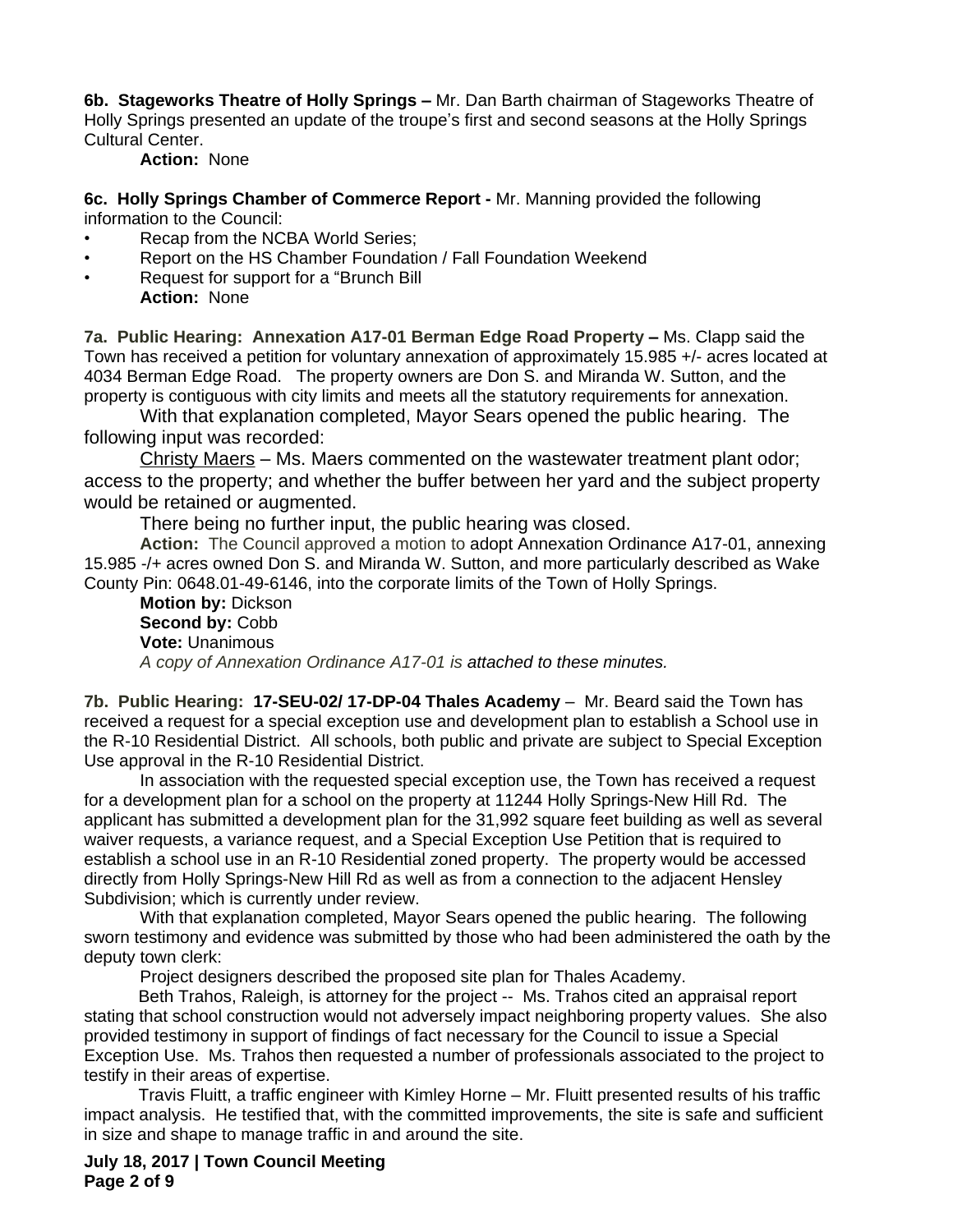**6b. Stageworks Theatre of Holly Springs –** Mr. Dan Barth chairman of Stageworks Theatre of Holly Springs presented an update of the troupe's first and second seasons at the Holly Springs Cultural Center.

**Action:** None

**6c. Holly Springs Chamber of Commerce Report -** Mr. Manning provided the following information to the Council:

- Recap from the NCBA World Series;
- Report on the HS Chamber Foundation / Fall Foundation Weekend
- Request for support for a "Brunch Bill

**Action:** None

**7a. Public Hearing: Annexation A17-01 Berman Edge Road Property –** Ms. Clapp said the Town has received a petition for voluntary annexation of approximately 15.985 +/- acres located at 4034 Berman Edge Road. The property owners are Don S. and Miranda W. Sutton, and the property is contiguous with city limits and meets all the statutory requirements for annexation.

With that explanation completed, Mayor Sears opened the public hearing. The following input was recorded:

Christy Maers – Ms. Maers commented on the wastewater treatment plant odor; access to the property; and whether the buffer between her yard and the subject property would be retained or augmented.

There being no further input, the public hearing was closed.

**Action:** The Council approved a motion to adopt Annexation Ordinance A17-01, annexing 15.985 -/+ acres owned Don S. and Miranda W. Sutton, and more particularly described as Wake County Pin: 0648.01-49-6146, into the corporate limits of the Town of Holly Springs.

**Motion by:** Dickson
**Second by:** Cobb
**Vote:** Unanimous

*A copy of Annexation Ordinance A17-01 is attached to these minutes.*

**7b. Public Hearing: 17-SEU-02/ 17-DP-04 Thales Academy** – Mr. Beard said the Town has received a request for a special exception use and development plan to establish a School use in the R-10 Residential District. All schools, both public and private are subject to Special Exception Use approval in the R-10 Residential District.

In association with the requested special exception use, the Town has received a request for a development plan for a school on the property at 11244 Holly Springs-New Hill Rd. The applicant has submitted a development plan for the 31,992 square feet building as well as several waiver requests, a variance request, and a Special Exception Use Petition that is required to establish a school use in an R-10 Residential zoned property. The property would be accessed directly from Holly Springs-New Hill Rd as well as from a connection to the adjacent Hensley Subdivision; which is currently under review.

With that explanation completed, Mayor Sears opened the public hearing. The following sworn testimony and evidence was submitted by those who had been administered the oath by the deputy town clerk:

Project designers described the proposed site plan for Thales Academy.

Beth Trahos, Raleigh, is attorney for the project -- Ms. Trahos cited an appraisal report stating that school construction would not adversely impact neighboring property values. She also provided testimony in support of findings of fact necessary for the Council to issue a Special Exception Use. Ms. Trahos then requested a number of professionals associated to the project to testify in their areas of expertise.

Travis Fluitt, a traffic engineer with Kimley Horne – Mr. Fluitt presented results of his traffic impact analysis. He testified that, with the committed improvements, the site is safe and sufficient in size and shape to manage traffic in and around the site.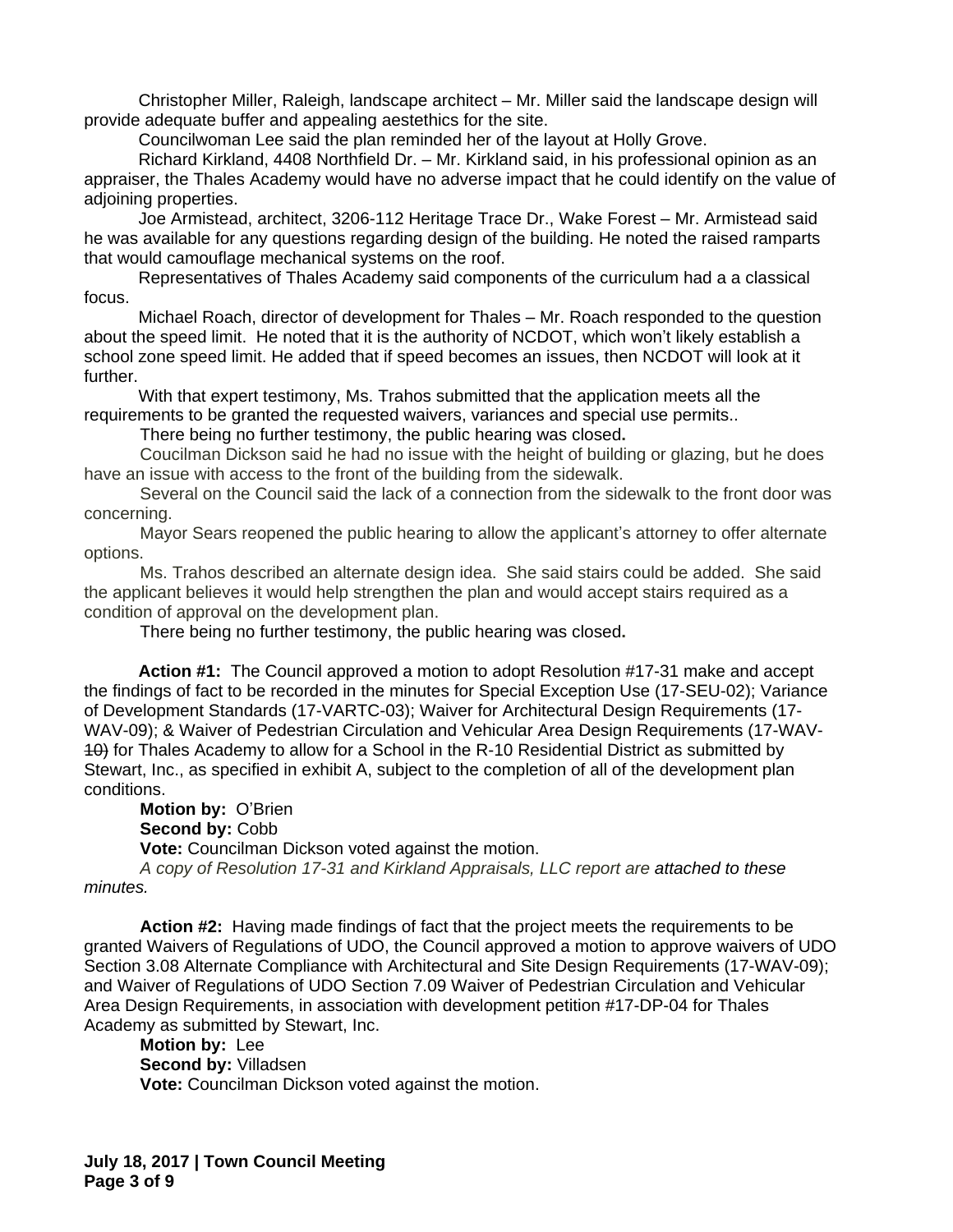Christopher Miller, Raleigh, landscape architect – Mr. Miller said the landscape design will provide adequate buffer and appealing aestethics for the site.

Councilwoman Lee said the plan reminded her of the layout at Holly Grove.

Richard Kirkland, 4408 Northfield Dr. – Mr. Kirkland said, in his professional opinion as an appraiser, the Thales Academy would have no adverse impact that he could identify on the value of adjoining properties.

Joe Armistead, architect, 3206-112 Heritage Trace Dr., Wake Forest – Mr. Armistead said he was available for any questions regarding design of the building. He noted the raised ramparts that would camouflage mechanical systems on the roof.

Representatives of Thales Academy said components of the curriculum had a a classical focus.

Michael Roach, director of development for Thales – Mr. Roach responded to the question about the speed limit. He noted that it is the authority of NCDOT, which won't likely establish a school zone speed limit. He added that if speed becomes an issues, then NCDOT will look at it further.

With that expert testimony, Ms. Trahos submitted that the application meets all the requirements to be granted the requested waivers, variances and special use permits..

There being no further testimony, the public hearing was closed**.**

Coucilman Dickson said he had no issue with the height of building or glazing, but he does have an issue with access to the front of the building from the sidewalk.

Several on the Council said the lack of a connection from the sidewalk to the front door was concerning.

Mayor Sears reopened the public hearing to allow the applicant's attorney to offer alternate options.

Ms. Trahos described an alternate design idea. She said stairs could be added. She said the applicant believes it would help strengthen the plan and would accept stairs required as a condition of approval on the development plan.

There being no further testimony, the public hearing was closed**.**

**Action #1:** The Council approved a motion to adopt Resolution #17-31 make and accept the findings of fact to be recorded in the minutes for Special Exception Use (17-SEU-02); Variance of Development Standards (17-VARTC-03); Waiver for Architectural Design Requirements (17-WAV-09); & Waiver of Pedestrian Circulation and Vehicular Area Design Requirements (17-WAV-~~10~~) for Thales Academy to allow for a School in the R-10 Residential District as submitted by Stewart, Inc., as specified in exhibit A, subject to the completion of all of the development plan conditions.

**Motion by:** O'Brien
**Second by:** Cobb
**Vote:** Councilman Dickson voted against the motion.

*A copy of Resolution 17-31 and Kirkland Appraisals, LLC report are attached to these minutes.*

**Action #2:** Having made findings of fact that the project meets the requirements to be granted Waivers of Regulations of UDO, the Council approved a motion to approve waivers of UDO Section 3.08 Alternate Compliance with Architectural and Site Design Requirements (17-WAV-09); and Waiver of Regulations of UDO Section 7.09 Waiver of Pedestrian Circulation and Vehicular Area Design Requirements, in association with development petition #17-DP-04 for Thales Academy as submitted by Stewart, Inc.

**Motion by:** Lee
**Second by:** Villadsen
**Vote:** Councilman Dickson voted against the motion.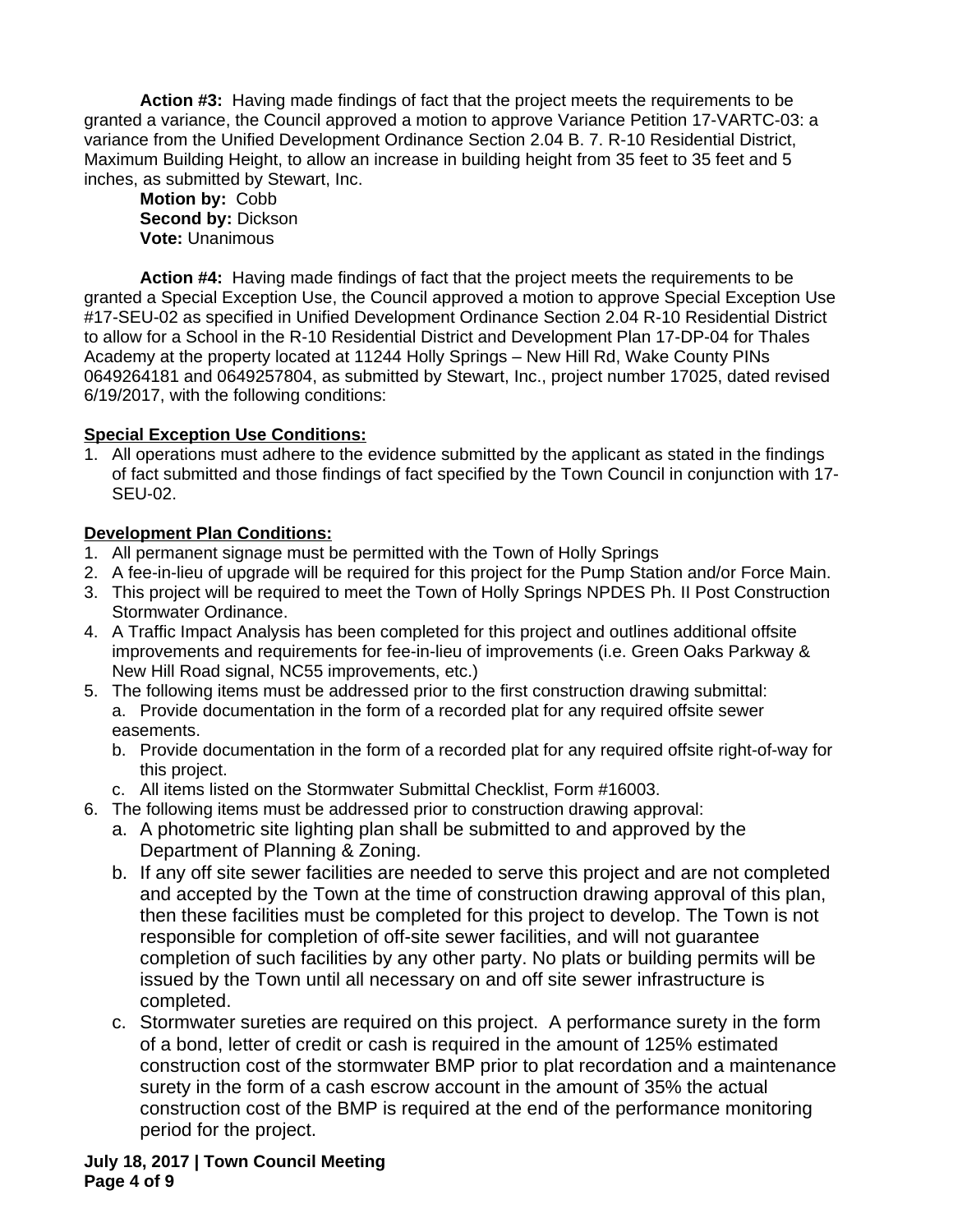**Action #3:** Having made findings of fact that the project meets the requirements to be granted a variance, the Council approved a motion to approve Variance Petition 17-VARTC-03: a variance from the Unified Development Ordinance Section 2.04 B. 7. R-10 Residential District, Maximum Building Height, to allow an increase in building height from 35 feet to 35 feet and 5 inches, as submitted by Stewart, Inc.

**Motion by:** Cobb
**Second by:** Dickson
**Vote:** Unanimous

**Action #4:** Having made findings of fact that the project meets the requirements to be granted a Special Exception Use, the Council approved a motion to approve Special Exception Use #17-SEU-02 as specified in Unified Development Ordinance Section 2.04 R-10 Residential District to allow for a School in the R-10 Residential District and Development Plan 17-DP-04 for Thales Academy at the property located at 11244 Holly Springs – New Hill Rd, Wake County PINs 0649264181 and 0649257804, as submitted by Stewart, Inc., project number 17025, dated revised 6/19/2017, with the following conditions:

**Special Exception Use Conditions:**

1. All operations must adhere to the evidence submitted by the applicant as stated in the findings of fact submitted and those findings of fact specified by the Town Council in conjunction with 17-SEU-02.

**Development Plan Conditions:**

1. All permanent signage must be permitted with the Town of Holly Springs
2. A fee-in-lieu of upgrade will be required for this project for the Pump Station and/or Force Main.
3. This project will be required to meet the Town of Holly Springs NPDES Ph. II Post Construction Stormwater Ordinance.
4. A Traffic Impact Analysis has been completed for this project and outlines additional offsite improvements and requirements for fee-in-lieu of improvements (i.e. Green Oaks Parkway & New Hill Road signal, NC55 improvements, etc.)
5. The following items must be addressed prior to the first construction drawing submittal:
   a. Provide documentation in the form of a recorded plat for any required offsite sewer easements.
   b. Provide documentation in the form of a recorded plat for any required offsite right-of-way for this project.
   c. All items listed on the Stormwater Submittal Checklist, Form #16003.
6. The following items must be addressed prior to construction drawing approval:
   a. A photometric site lighting plan shall be submitted to and approved by the Department of Planning & Zoning.
   b. If any off site sewer facilities are needed to serve this project and are not completed and accepted by the Town at the time of construction drawing approval of this plan, then these facilities must be completed for this project to develop. The Town is not responsible for completion of off-site sewer facilities, and will not guarantee completion of such facilities by any other party. No plats or building permits will be issued by the Town until all necessary on and off site sewer infrastructure is completed.
   c. Stormwater sureties are required on this project. A performance surety in the form of a bond, letter of credit or cash is required in the amount of 125% estimated construction cost of the stormwater BMP prior to plat recordation and a maintenance surety in the form of a cash escrow account in the amount of 35% the actual construction cost of the BMP is required at the end of the performance monitoring period for the project.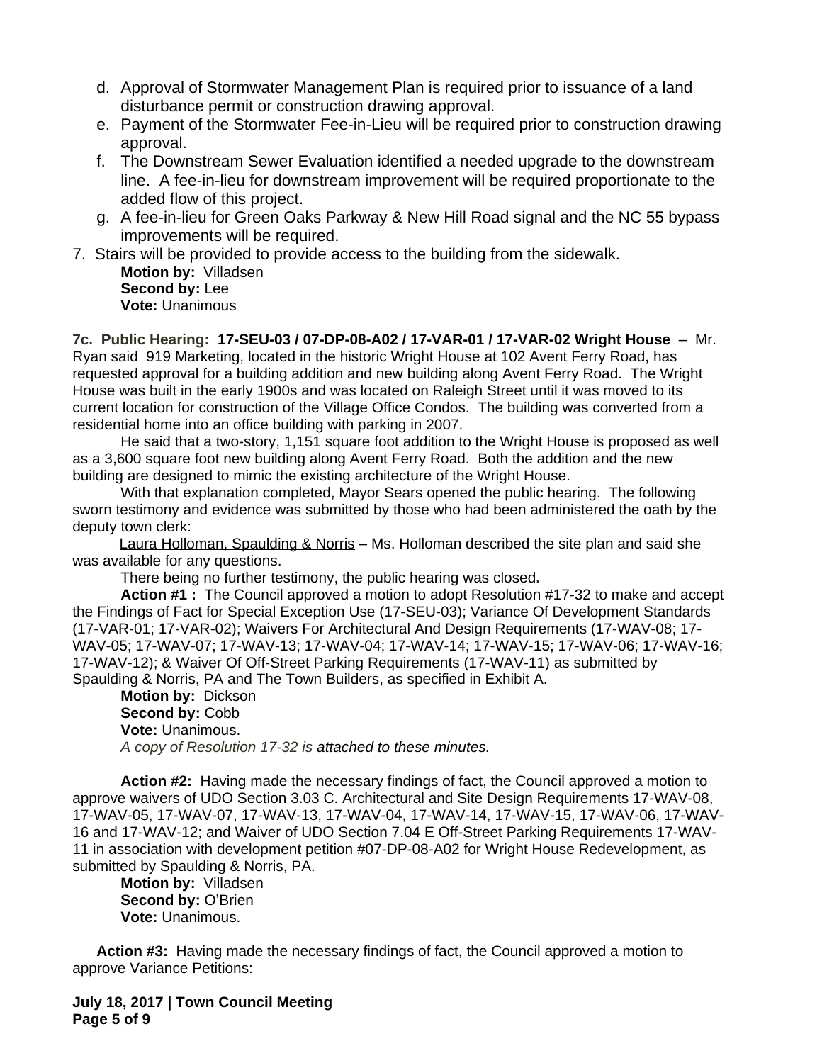d. Approval of Stormwater Management Plan is required prior to issuance of a land disturbance permit or construction drawing approval.
e. Payment of the Stormwater Fee-in-Lieu will be required prior to construction drawing approval.
f. The Downstream Sewer Evaluation identified a needed upgrade to the downstream line. A fee-in-lieu for downstream improvement will be required proportionate to the added flow of this project.
g. A fee-in-lieu for Green Oaks Parkway & New Hill Road signal and the NC 55 bypass improvements will be required.

7. Stairs will be provided to provide access to the building from the sidewalk.

**Motion by:** Villadsen
**Second by:** Lee
**Vote:** Unanimous

**7c. Public Hearing: 17-SEU-03 / 07-DP-08-A02 / 17-VAR-01 / 17-VAR-02 Wright House** – Mr. Ryan said 919 Marketing, located in the historic Wright House at 102 Avent Ferry Road, has requested approval for a building addition and new building along Avent Ferry Road. The Wright House was built in the early 1900s and was located on Raleigh Street until it was moved to its current location for construction of the Village Office Condos. The building was converted from a residential home into an office building with parking in 2007.

He said that a two-story, 1,151 square foot addition to the Wright House is proposed as well as a 3,600 square foot new building along Avent Ferry Road. Both the addition and the new building are designed to mimic the existing architecture of the Wright House.

With that explanation completed, Mayor Sears opened the public hearing. The following sworn testimony and evidence was submitted by those who had been administered the oath by the deputy town clerk:

Laura Holloman, Spaulding & Norris – Ms. Holloman described the site plan and said she was available for any questions.

There being no further testimony, the public hearing was closed**.**

**Action #1 :** The Council approved a motion to adopt Resolution #17-32 to make and accept the Findings of Fact for Special Exception Use (17-SEU-03); Variance Of Development Standards (17-VAR-01; 17-VAR-02); Waivers For Architectural And Design Requirements (17-WAV-08; 17-WAV-05; 17-WAV-07; 17-WAV-13; 17-WAV-04; 17-WAV-14; 17-WAV-15; 17-WAV-06; 17-WAV-16; 17-WAV-12); & Waiver Of Off-Street Parking Requirements (17-WAV-11) as submitted by Spaulding & Norris, PA and The Town Builders, as specified in Exhibit A.

**Motion by:** Dickson
**Second by:** Cobb
**Vote:** Unanimous.
*A copy of Resolution 17-32 is attached to these minutes.*

**Action #2:** Having made the necessary findings of fact, the Council approved a motion to approve waivers of UDO Section 3.03 C. Architectural and Site Design Requirements 17-WAV-08, 17-WAV-05, 17-WAV-07, 17-WAV-13, 17-WAV-04, 17-WAV-14, 17-WAV-15, 17-WAV-06, 17-WAV-16 and 17-WAV-12; and Waiver of UDO Section 7.04 E Off-Street Parking Requirements 17-WAV-11 in association with development petition #07-DP-08-A02 for Wright House Redevelopment, as submitted by Spaulding & Norris, PA.

**Motion by:** Villadsen
**Second by:** O'Brien
**Vote:** Unanimous.

**Action #3:** Having made the necessary findings of fact, the Council approved a motion to approve Variance Petitions: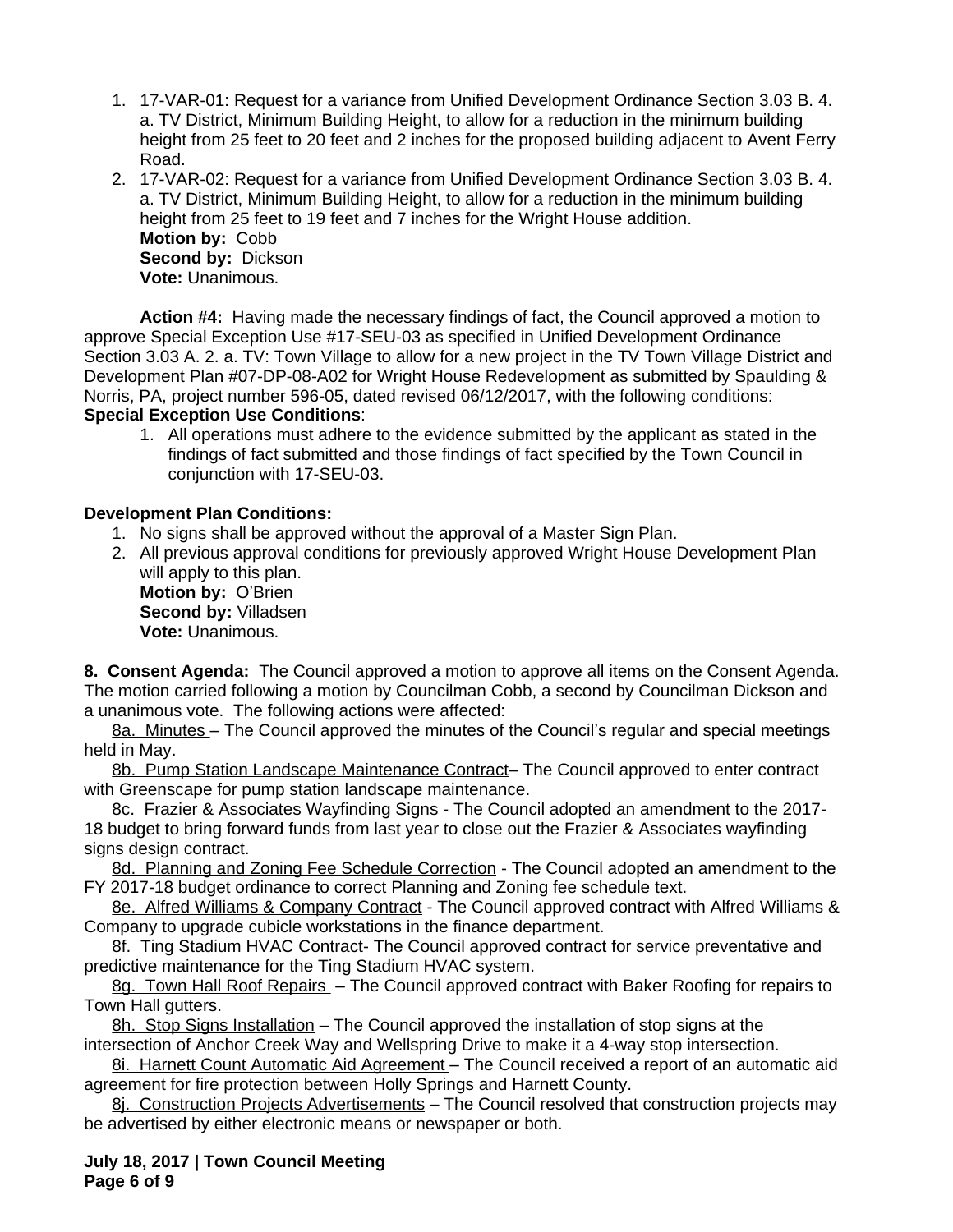1. 17-VAR-01: Request for a variance from Unified Development Ordinance Section 3.03 B. 4. a. TV District, Minimum Building Height, to allow for a reduction in the minimum building height from 25 feet to 20 feet and 2 inches for the proposed building adjacent to Avent Ferry Road.
2. 17-VAR-02: Request for a variance from Unified Development Ordinance Section 3.03 B. 4. a. TV District, Minimum Building Height, to allow for a reduction in the minimum building height from 25 feet to 19 feet and 7 inches for the Wright House addition.
   **Motion by:** Cobb
   **Second by:** Dickson
   **Vote:** Unanimous.

**Action #4:** Having made the necessary findings of fact, the Council approved a motion to approve Special Exception Use #17-SEU-03 as specified in Unified Development Ordinance Section 3.03 A. 2. a. TV: Town Village to allow for a new project in the TV Town Village District and Development Plan #07-DP-08-A02 for Wright House Redevelopment as submitted by Spaulding & Norris, PA, project number 596-05, dated revised 06/12/2017, with the following conditions:

**Special Exception Use Conditions**:

1. All operations must adhere to the evidence submitted by the applicant as stated in the findings of fact submitted and those findings of fact specified by the Town Council in conjunction with 17-SEU-03.

**Development Plan Conditions:**

1. No signs shall be approved without the approval of a Master Sign Plan.
2. All previous approval conditions for previously approved Wright House Development Plan will apply to this plan.
   **Motion by:** O'Brien
   **Second by:** Villadsen
   **Vote:** Unanimous.

**8. Consent Agenda:** The Council approved a motion to approve all items on the Consent Agenda. The motion carried following a motion by Councilman Cobb, a second by Councilman Dickson and a unanimous vote. The following actions were affected:

8a. Minutes – The Council approved the minutes of the Council's regular and special meetings held in May.

8b. Pump Station Landscape Maintenance Contract– The Council approved to enter contract with Greenscape for pump station landscape maintenance.

8c. Frazier & Associates Wayfinding Signs - The Council adopted an amendment to the 2017-18 budget to bring forward funds from last year to close out the Frazier & Associates wayfinding signs design contract.

8d. Planning and Zoning Fee Schedule Correction - The Council adopted an amendment to the FY 2017-18 budget ordinance to correct Planning and Zoning fee schedule text.

8e. Alfred Williams & Company Contract - The Council approved contract with Alfred Williams & Company to upgrade cubicle workstations in the finance department.

8f. Ting Stadium HVAC Contract- The Council approved contract for service preventative and predictive maintenance for the Ting Stadium HVAC system.

8g. Town Hall Roof Repairs – The Council approved contract with Baker Roofing for repairs to Town Hall gutters.

8h. Stop Signs Installation – The Council approved the installation of stop signs at the intersection of Anchor Creek Way and Wellspring Drive to make it a 4-way stop intersection.

8i. Harnett Count Automatic Aid Agreement – The Council received a report of an automatic aid agreement for fire protection between Holly Springs and Harnett County.

8j. Construction Projects Advertisements – The Council resolved that construction projects may be advertised by either electronic means or newspaper or both.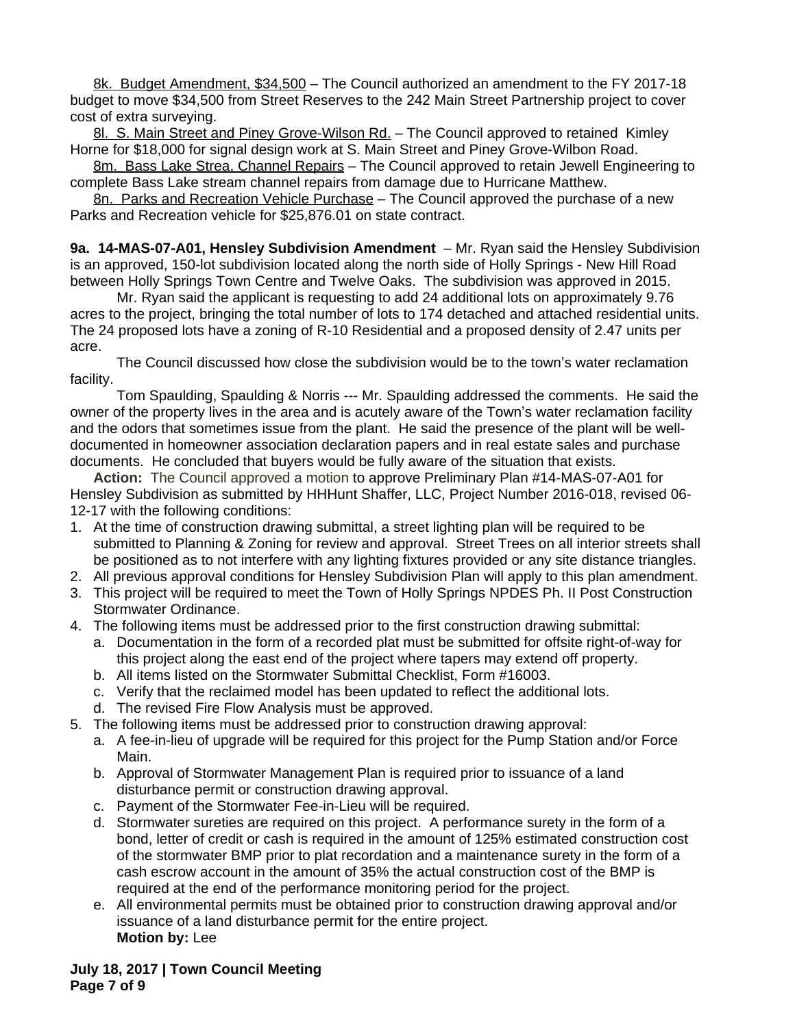8k. Budget Amendment, $34,500 – The Council authorized an amendment to the FY 2017-18 budget to move $34,500 from Street Reserves to the 242 Main Street Partnership project to cover cost of extra surveying.

8l. S. Main Street and Piney Grove-Wilson Rd. – The Council approved to retained Kimley Horne for $18,000 for signal design work at S. Main Street and Piney Grove-Wilbon Road.

8m. Bass Lake Strea, Channel Repairs – The Council approved to retain Jewell Engineering to complete Bass Lake stream channel repairs from damage due to Hurricane Matthew.

8n. Parks and Recreation Vehicle Purchase – The Council approved the purchase of a new Parks and Recreation vehicle for $25,876.01 on state contract.

**9a. 14-MAS-07-A01, Hensley Subdivision Amendment** – Mr. Ryan said the Hensley Subdivision is an approved, 150-lot subdivision located along the north side of Holly Springs - New Hill Road between Holly Springs Town Centre and Twelve Oaks. The subdivision was approved in 2015.

Mr. Ryan said the applicant is requesting to add 24 additional lots on approximately 9.76 acres to the project, bringing the total number of lots to 174 detached and attached residential units. The 24 proposed lots have a zoning of R-10 Residential and a proposed density of 2.47 units per acre.

The Council discussed how close the subdivision would be to the town's water reclamation facility.

Tom Spaulding, Spaulding & Norris --- Mr. Spaulding addressed the comments. He said the owner of the property lives in the area and is acutely aware of the Town's water reclamation facility and the odors that sometimes issue from the plant. He said the presence of the plant will be well-documented in homeowner association declaration papers and in real estate sales and purchase documents. He concluded that buyers would be fully aware of the situation that exists.

**Action:** The Council approved a motion to approve Preliminary Plan #14-MAS-07-A01 for Hensley Subdivision as submitted by HHHunt Shaffer, LLC, Project Number 2016-018, revised 06-12-17 with the following conditions:

1. At the time of construction drawing submittal, a street lighting plan will be required to be submitted to Planning & Zoning for review and approval. Street Trees on all interior streets shall be positioned as to not interfere with any lighting fixtures provided or any site distance triangles.
2. All previous approval conditions for Hensley Subdivision Plan will apply to this plan amendment.
3. This project will be required to meet the Town of Holly Springs NPDES Ph. II Post Construction Stormwater Ordinance.
4. The following items must be addressed prior to the first construction drawing submittal:
   a. Documentation in the form of a recorded plat must be submitted for offsite right-of-way for this project along the east end of the project where tapers may extend off property.
   b. All items listed on the Stormwater Submittal Checklist, Form #16003.
   c. Verify that the reclaimed model has been updated to reflect the additional lots.
   d. The revised Fire Flow Analysis must be approved.
5. The following items must be addressed prior to construction drawing approval:
   a. A fee-in-lieu of upgrade will be required for this project for the Pump Station and/or Force Main.
   b. Approval of Stormwater Management Plan is required prior to issuance of a land disturbance permit or construction drawing approval.
   c. Payment of the Stormwater Fee-in-Lieu will be required.
   d. Stormwater sureties are required on this project. A performance surety in the form of a bond, letter of credit or cash is required in the amount of 125% estimated construction cost of the stormwater BMP prior to plat recordation and a maintenance surety in the form of a cash escrow account in the amount of 35% the actual construction cost of the BMP is required at the end of the performance monitoring period for the project.
   e. All environmental permits must be obtained prior to construction drawing approval and/or issuance of a land disturbance permit for the entire project.

   **Motion by:** Lee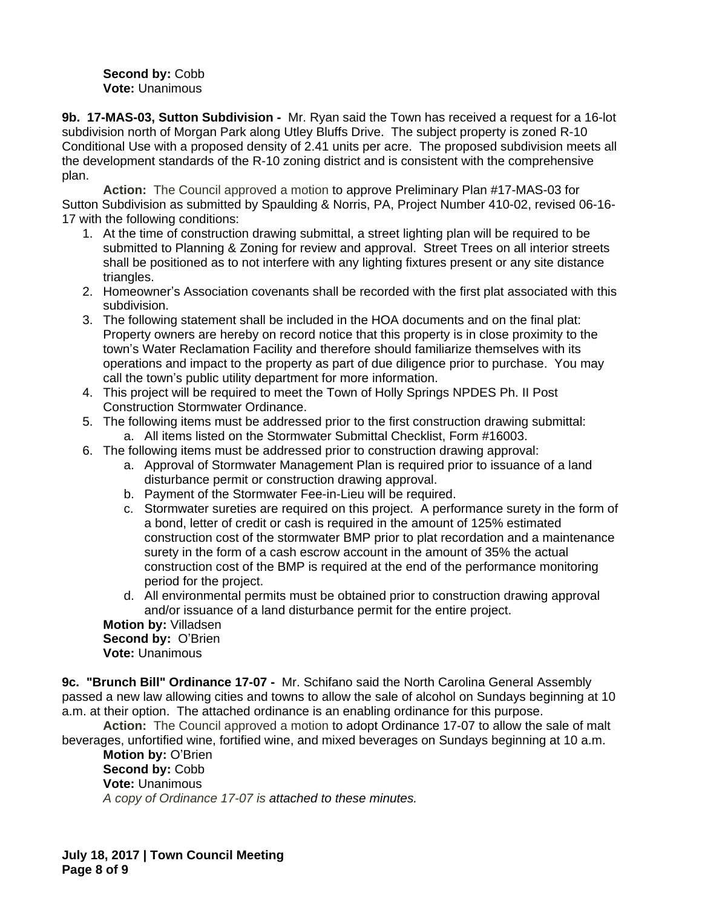**Second by:** Cobb
**Vote:** Unanimous

**9b. 17-MAS-03, Sutton Subdivision -** Mr. Ryan said the Town has received a request for a 16-lot subdivision north of Morgan Park along Utley Bluffs Drive. The subject property is zoned R-10 Conditional Use with a proposed density of 2.41 units per acre. The proposed subdivision meets all the development standards of the R-10 zoning district and is consistent with the comprehensive plan.

**Action:** The Council approved a motion to approve Preliminary Plan #17-MAS-03 for Sutton Subdivision as submitted by Spaulding & Norris, PA, Project Number 410-02, revised 06-16-17 with the following conditions:

1. At the time of construction drawing submittal, a street lighting plan will be required to be submitted to Planning & Zoning for review and approval. Street Trees on all interior streets shall be positioned as to not interfere with any lighting fixtures present or any site distance triangles.
2. Homeowner's Association covenants shall be recorded with the first plat associated with this subdivision.
3. The following statement shall be included in the HOA documents and on the final plat: Property owners are hereby on record notice that this property is in close proximity to the town's Water Reclamation Facility and therefore should familiarize themselves with its operations and impact to the property as part of due diligence prior to purchase. You may call the town's public utility department for more information.
4. This project will be required to meet the Town of Holly Springs NPDES Ph. II Post Construction Stormwater Ordinance.
5. The following items must be addressed prior to the first construction drawing submittal:
   a. All items listed on the Stormwater Submittal Checklist, Form #16003.
6. The following items must be addressed prior to construction drawing approval:
   a. Approval of Stormwater Management Plan is required prior to issuance of a land disturbance permit or construction drawing approval.
   b. Payment of the Stormwater Fee-in-Lieu will be required.
   c. Stormwater sureties are required on this project. A performance surety in the form of a bond, letter of credit or cash is required in the amount of 125% estimated construction cost of the stormwater BMP prior to plat recordation and a maintenance surety in the form of a cash escrow account in the amount of 35% the actual construction cost of the BMP is required at the end of the performance monitoring period for the project.
   d. All environmental permits must be obtained prior to construction drawing approval and/or issuance of a land disturbance permit for the entire project.

**Motion by:** Villadsen
**Second by:** O'Brien
**Vote:** Unanimous

**9c. "Brunch Bill" Ordinance 17-07 -** Mr. Schifano said the North Carolina General Assembly passed a new law allowing cities and towns to allow the sale of alcohol on Sundays beginning at 10 a.m. at their option. The attached ordinance is an enabling ordinance for this purpose.

**Action:** The Council approved a motion to adopt Ordinance 17-07 to allow the sale of malt beverages, unfortified wine, fortified wine, and mixed beverages on Sundays beginning at 10 a.m.

**Motion by:** O'Brien
**Second by:** Cobb
**Vote:** Unanimous
*A copy of Ordinance 17-07 is attached to these minutes.*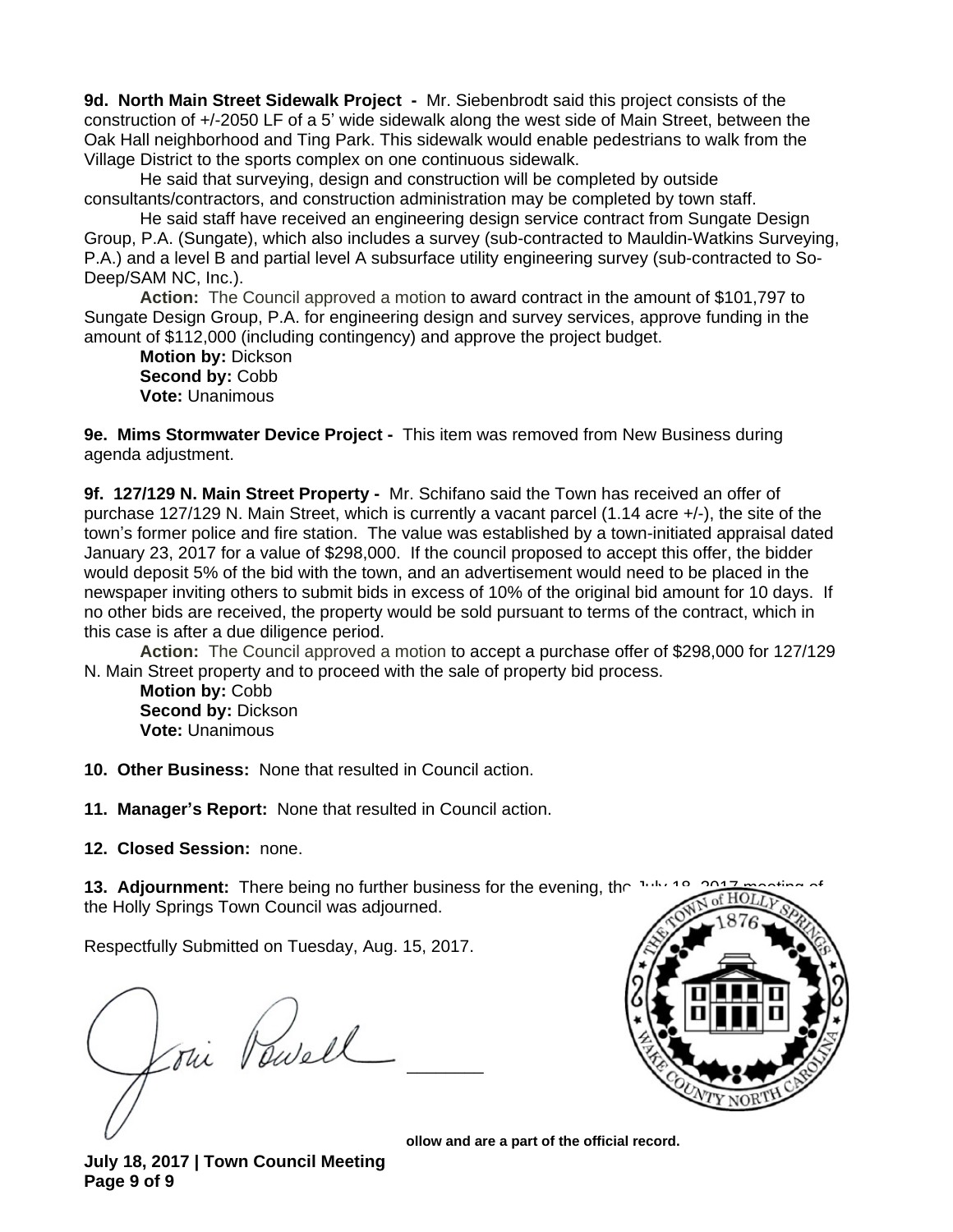**9d. North Main Street Sidewalk Project -** Mr. Siebenbrodt said this project consists of the construction of +/-2050 LF of a 5' wide sidewalk along the west side of Main Street, between the Oak Hall neighborhood and Ting Park. This sidewalk would enable pedestrians to walk from the Village District to the sports complex on one continuous sidewalk.

He said that surveying, design and construction will be completed by outside consultants/contractors, and construction administration may be completed by town staff.

He said staff have received an engineering design service contract from Sungate Design Group, P.A. (Sungate), which also includes a survey (sub-contracted to Mauldin-Watkins Surveying, P.A.) and a level B and partial level A subsurface utility engineering survey (sub-contracted to So-Deep/SAM NC, Inc.).

**Action:** The Council approved a motion to award contract in the amount of $101,797 to Sungate Design Group, P.A. for engineering design and survey services, approve funding in the amount of $112,000 (including contingency) and approve the project budget.

**Motion by:** Dickson
**Second by:** Cobb
**Vote:** Unanimous

**9e. Mims Stormwater Device Project -** This item was removed from New Business during agenda adjustment.

**9f. 127/129 N. Main Street Property -** Mr. Schifano said the Town has received an offer of purchase 127/129 N. Main Street, which is currently a vacant parcel (1.14 acre +/-), the site of the town's former police and fire station. The value was established by a town-initiated appraisal dated January 23, 2017 for a value of $298,000. If the council proposed to accept this offer, the bidder would deposit 5% of the bid with the town, and an advertisement would need to be placed in the newspaper inviting others to submit bids in excess of 10% of the original bid amount for 10 days. If no other bids are received, the property would be sold pursuant to terms of the contract, which in this case is after a due diligence period.

**Action:** The Council approved a motion to accept a purchase offer of $298,000 for 127/129 N. Main Street property and to proceed with the sale of property bid process.

**Motion by:** Cobb
**Second by:** Dickson
**Vote:** Unanimous

**10. Other Business:** None that resulted in Council action.

**11. Manager's Report:** None that resulted in Council action.

**12. Closed Session:** none.

**13. Adjournment:** There being no further business for the evening, the July 18, 2017 meeting of the Holly Springs Town Council was adjourned.

Respectfully Submitted on Tuesday, Aug. 15, 2017.

Joni Powell

**ollow and are a part of the official record.**